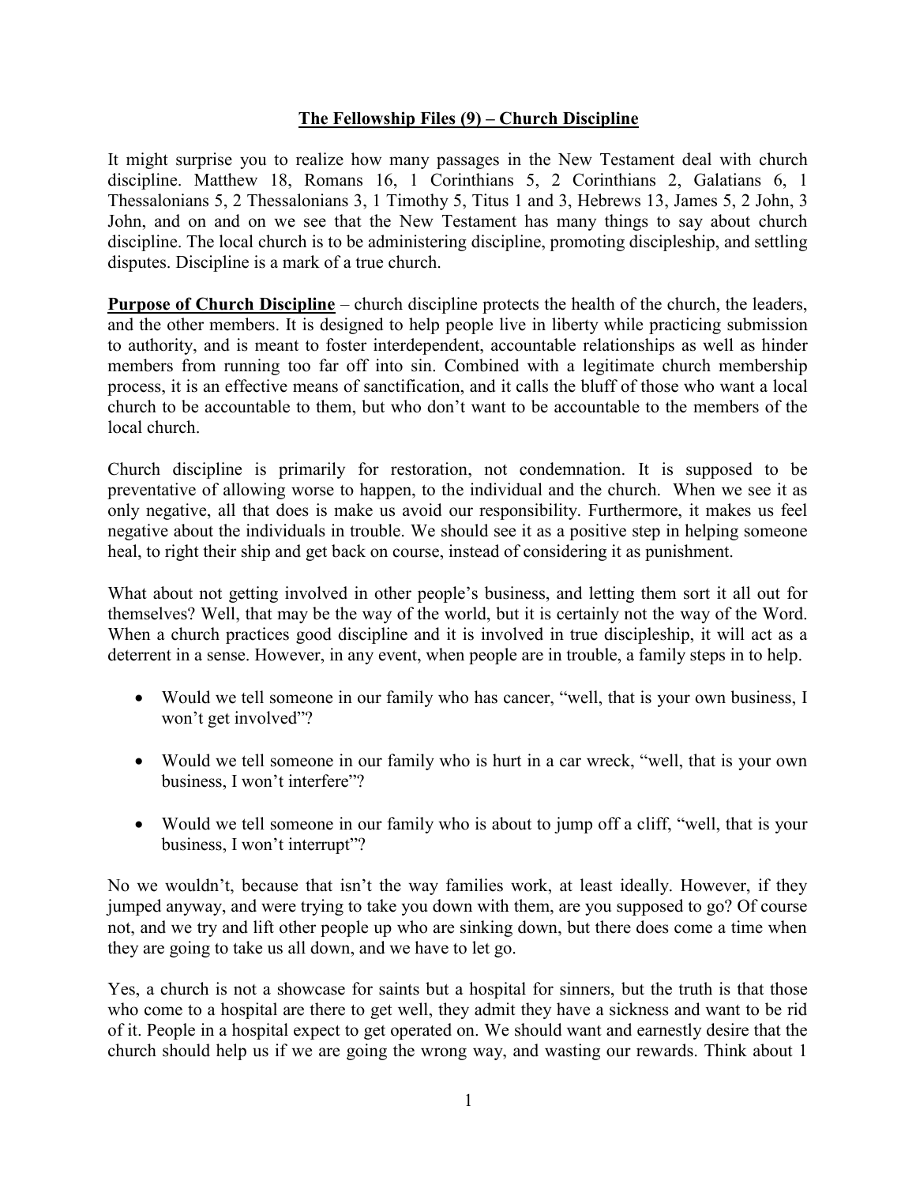# The Fellowship Files (9) – Church Discipline

It might surprise you to realize how many passages in the New Testament deal with church discipline. Matthew 18, Romans 16, 1 Corinthians 5, 2 Corinthians 2, Galatians 6, 1 Thessalonians 5, 2 Thessalonians 3, 1 Timothy 5, Titus 1 and 3, Hebrews 13, James 5, 2 John, 3 John, and on and on we see that the New Testament has many things to say about church discipline. The local church is to be administering discipline, promoting discipleship, and settling disputes. Discipline is a mark of a true church.

**Purpose of Church Discipline** – church discipline protects the health of the church, the leaders, and the other members. It is designed to help people live in liberty while practicing submission to authority, and is meant to foster interdependent, accountable relationships as well as hinder members from running too far off into sin. Combined with a legitimate church membership process, it is an effective means of sanctification, and it calls the bluff of those who want a local church to be accountable to them, but who don't want to be accountable to the members of the local church.

Church discipline is primarily for restoration, not condemnation. It is supposed to be preventative of allowing worse to happen, to the individual and the church. When we see it as only negative, all that does is make us avoid our responsibility. Furthermore, it makes us feel negative about the individuals in trouble. We should see it as a positive step in helping someone heal, to right their ship and get back on course, instead of considering it as punishment.

What about not getting involved in other people's business, and letting them sort it all out for themselves? Well, that may be the way of the world, but it is certainly not the way of the Word. When a church practices good discipline and it is involved in true discipleship, it will act as a deterrent in a sense. However, in any event, when people are in trouble, a family steps in to help.

- Would we tell someone in our family who has cancer, "well, that is your own business, I won't get involved"?
- Would we tell someone in our family who is hurt in a car wreck, "well, that is your own business, I won't interfere"?
- Would we tell someone in our family who is about to jump off a cliff, "well, that is your business, I won't interrupt"?

No we wouldn't, because that isn't the way families work, at least ideally. However, if they jumped anyway, and were trying to take you down with them, are you supposed to go? Of course not, and we try and lift other people up who are sinking down, but there does come a time when they are going to take us all down, and we have to let go.

Yes, a church is not a showcase for saints but a hospital for sinners, but the truth is that those who come to a hospital are there to get well, they admit they have a sickness and want to be rid of it. People in a hospital expect to get operated on. We should want and earnestly desire that the church should help us if we are going the wrong way, and wasting our rewards. Think about 1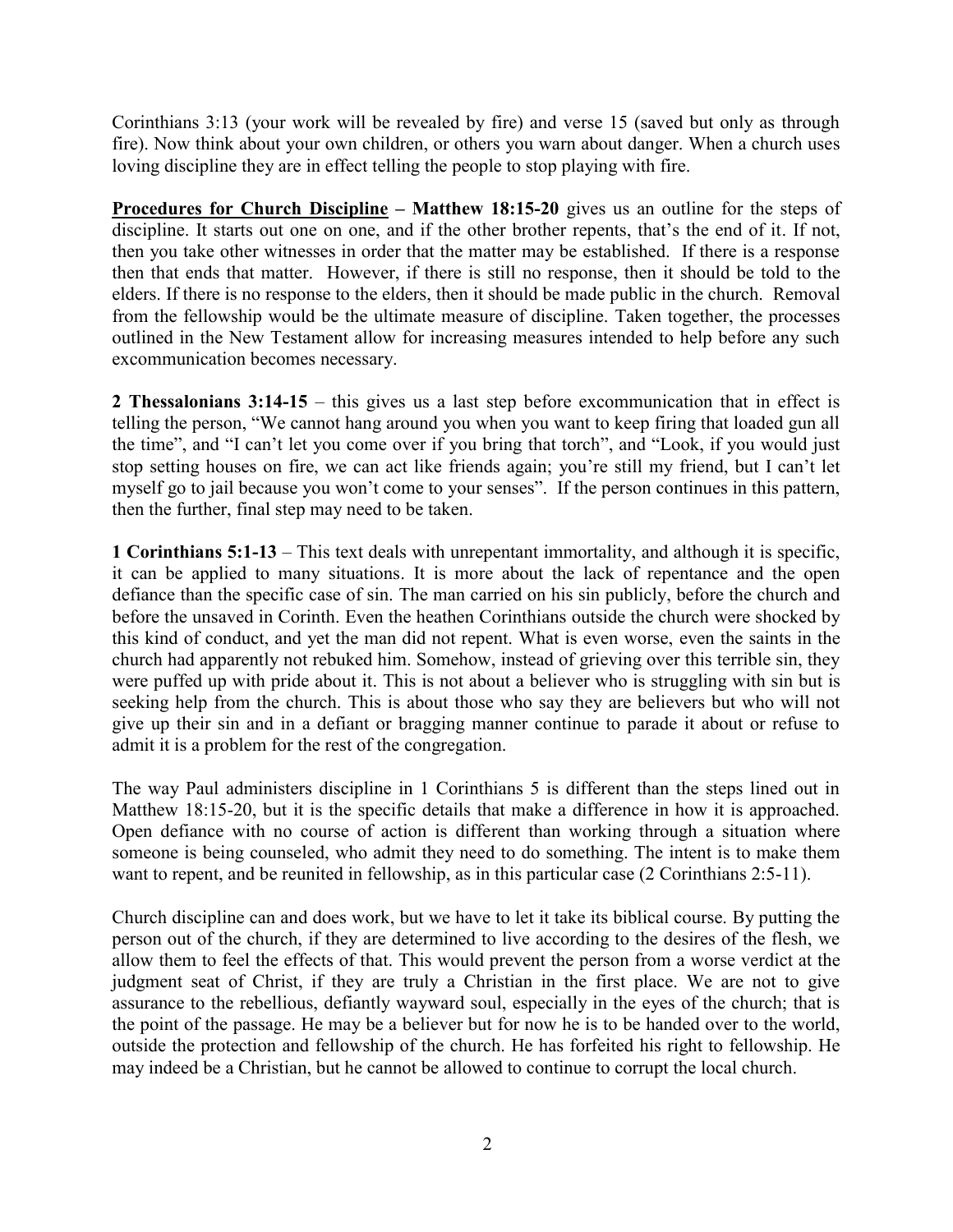Corinthians 3:13 (your work will be revealed by fire) and verse 15 (saved but only as through fire). Now think about your own children, or others you warn about danger. When a church uses loving discipline they are in effect telling the people to stop playing with fire.

**Procedures for Church Discipline – Matthew 18:15-20** gives us an outline for the steps of discipline. It starts out one on one, and if the other brother repents, that's the end of it. If not, then you take other witnesses in order that the matter may be established. If there is a response then that ends that matter. However, if there is still no response, then it should be told to the elders. If there is no response to the elders, then it should be made public in the church. Removal from the fellowship would be the ultimate measure of discipline. Taken together, the processes outlined in the New Testament allow for increasing measures intended to help before any such excommunication becomes necessary.

**2 Thessalonians 3:14-15** – this gives us a last step before excommunication that in effect is telling the person, "We cannot hang around you when you want to keep firing that loaded gun all the time", and "I can't let you come over if you bring that torch", and "Look, if you would just stop setting houses on fire, we can act like friends again; you're still my friend, but I can't let myself go to jail because you won't come to your senses". If the person continues in this pattern, then the further, final step may need to be taken.

**1 Corinthians 5:1-13** – This text deals with unrepentant immortality, and although it is specific, it can be applied to many situations. It is more about the lack of repentance and the open defiance than the specific case of sin. The man carried on his sin publicly, before the church and before the unsaved in Corinth. Even the heathen Corinthians outside the church were shocked by this kind of conduct, and yet the man did not repent. What is even worse, even the saints in the church had apparently not rebuked him. Somehow, instead of grieving over this terrible sin, they were puffed up with pride about it. This is not about a believer who is struggling with sin but is seeking help from the church. This is about those who say they are believers but who will not give up their sin and in a defiant or bragging manner continue to parade it about or refuse to admit it is a problem for the rest of the congregation.

The way Paul administers discipline in 1 Corinthians 5 is different than the steps lined out in Matthew 18:15-20, but it is the specific details that make a difference in how it is approached. Open defiance with no course of action is different than working through a situation where someone is being counseled, who admit they need to do something. The intent is to make them want to repent, and be reunited in fellowship, as in this particular case (2 Corinthians 2:5-11).

Church discipline can and does work, but we have to let it take its biblical course. By putting the person out of the church, if they are determined to live according to the desires of the flesh, we allow them to feel the effects of that. This would prevent the person from a worse verdict at the judgment seat of Christ, if they are truly a Christian in the first place. We are not to give assurance to the rebellious, defiantly wayward soul, especially in the eyes of the church; that is the point of the passage. He may be a believer but for now he is to be handed over to the world, outside the protection and fellowship of the church. He has forfeited his right to fellowship. He may indeed be a Christian, but he cannot be allowed to continue to corrupt the local church.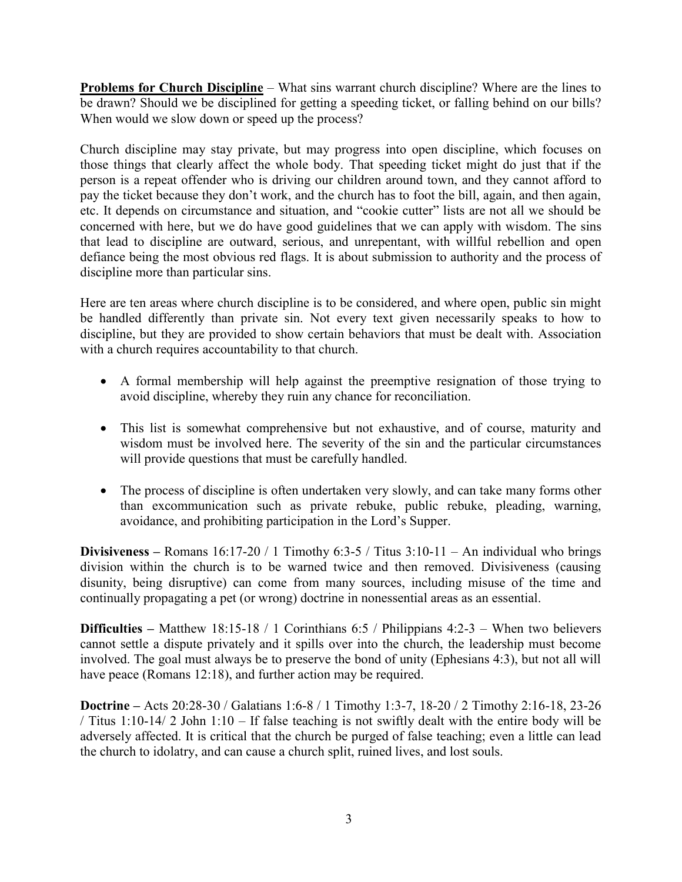**<u>Problems for Church Discipline</u>** – What sins warrant church discipline? Where are the lines to be drawn? Should we be disciplined for getting a speeding ticket, or falling behind on our bills? When would we slow down or speed up the process?

Church discipline may stay private, but may progress into open discipline, which focuses on those things that clearly affect the whole body. That speeding ticket might do just that if the person is a repeat offender who is driving our children around town, and they cannot afford to pay the ticket because they don't work, and the church has to foot the bill, again, and then again, etc. It depends on circumstance and situation, and "cookie cutter" lists are not all we should be concerned with here, but we do have good guidelines that we can apply with wisdom. The sins that lead to discipline are outward, serious, and unrepentant, with willful rebellion and open defiance being the most obvious red flags. It is about submission to authority and the process of discipline more than particular sins.

Here are ten areas where church discipline is to be considered, and where open, public sin might be handled differently than private sin. Not every text given necessarily speaks to how to discipline, but they are provided to show certain behaviors that must be dealt with. Association with a church requires accountability to that church.

- A formal membership will help against the preemptive resignation of those trying to avoid discipline, whereby they ruin any chance for reconciliation.
- This list is somewhat comprehensive but not exhaustive, and of course, maturity and wisdom must be involved here. The severity of the sin and the particular circumstances will provide questions that must be carefully handled.
- The process of discipline is often undertaken very slowly, and can take many forms other than excommunication such as private rebuke, public rebuke, pleading, warning, avoidance, and prohibiting participation in the Lord's Supper.

**Divisiveness –** Romans 16:17-20 / 1 Timothy 6:3-5 / Titus 3:10-11 – An individual who brings division within the church is to be warned twice and then removed. Divisiveness (causing disunity, being disruptive) can come from many sources, including misuse of the time and continually propagating a pet (or wrong) doctrine in nonessential areas as an essential.

**Difficulties –** Matthew 18:15-18 / 1 Corinthians 6:5 / Philippians 4:2-3 – When two believers cannot settle a dispute privately and it spills over into the church, the leadership must become involved. The goal must always be to preserve the bond of unity (Ephesians 4:3), but not all will have peace (Romans 12:18), and further action may be required.

**Doctrine –** Acts 20:28-30 / Galatians 1:6-8 / 1 Timothy 1:3-7, 18-20 / 2 Timothy 2:16-18, 23-26 / Titus 1:10-14/ 2 John 1:10 – If false teaching is not swiftly dealt with the entire body will be adversely affected. It is critical that the church be purged of false teaching; even a little can lead the church to idolatry, and can cause a church split, ruined lives, and lost souls.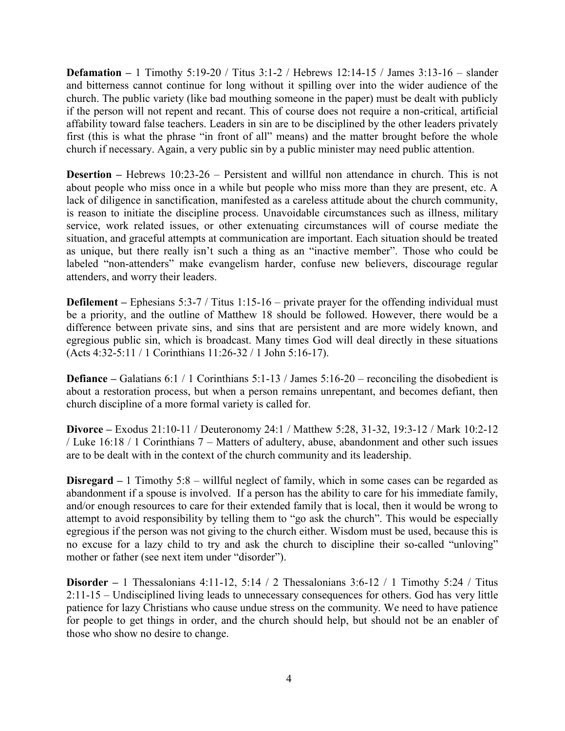**Defamation –** 1 Timothy 5:19-20 / Titus 3:1-2 / Hebrews 12:14-15 / James 3:13-16 – slander and bitterness cannot continue for long without it spilling over into the wider audience of the church. The public variety (like bad mouthing someone in the paper) must be dealt with publicly if the person will not repent and recant. This of course does not require a non-critical, artificial affability toward false teachers. Leaders in sin are to be disciplined by the other leaders privately first (this is what the phrase "in front of all" means) and the matter brought before the whole church if necessary. Again, a very public sin by a public minister may need public attention.

**Desertion –** Hebrews 10:23-26 – Persistent and willful non attendance in church. This is not about people who miss once in a while but people who miss more than they are present, etc. A lack of diligence in sanctification, manifested as a careless attitude about the church community, is reason to initiate the discipline process. Unavoidable circumstances such as illness, military service, work related issues, or other extenuating circumstances will of course mediate the situation, and graceful attempts at communication are important. Each situation should be treated as unique, but there really isn't such a thing as an "inactive member". Those who could be labeled "non-attenders" make evangelism harder, confuse new believers, discourage regular attenders, and worry their leaders.

**Defilement –** Ephesians 5:3-7 / Titus 1:15-16 – private prayer for the offending individual must be a priority, and the outline of Matthew 18 should be followed. However, there would be a difference between private sins, and sins that are persistent and are more widely known, and egregious public sin, which is broadcast. Many times God will deal directly in these situations (Acts 4:32-5:11 / 1 Corinthians 11:26-32 / 1 John 5:16-17).

**Defiance –** Galatians 6:1 / 1 Corinthians 5:1-13 / James 5:16-20 – reconciling the disobedient is about a restoration process, but when a person remains unrepentant, and becomes defiant, then church discipline of a more formal variety is called for.

**Divorce –** Exodus 21:10-11 / Deuteronomy 24:1 / Matthew 5:28, 31-32, 19:3-12 / Mark 10:2-12 / Luke 16:18 / 1 Corinthians 7 – Matters of adultery, abuse, abandonment and other such issues are to be dealt with in the context of the church community and its leadership.

**Disregard –** 1 Timothy 5:8 – willful neglect of family, which in some cases can be regarded as abandonment if a spouse is involved. If a person has the ability to care for his immediate family, and/or enough resources to care for their extended family that is local, then it would be wrong to attempt to avoid responsibility by telling them to "go ask the church". This would be especially egregious if the person was not giving to the church either. Wisdom must be used, because this is no excuse for a lazy child to try and ask the church to discipline their so-called "unloving" mother or father (see next item under "disorder").

**Disorder –** 1 Thessalonians 4:11-12, 5:14 / 2 Thessalonians 3:6-12 / 1 Timothy 5:24 / Titus 2:11-15 – Undisciplined living leads to unnecessary consequences for others. God has very little patience for lazy Christians who cause undue stress on the community. We need to have patience for people to get things in order, and the church should help, but should not be an enabler of those who show no desire to change.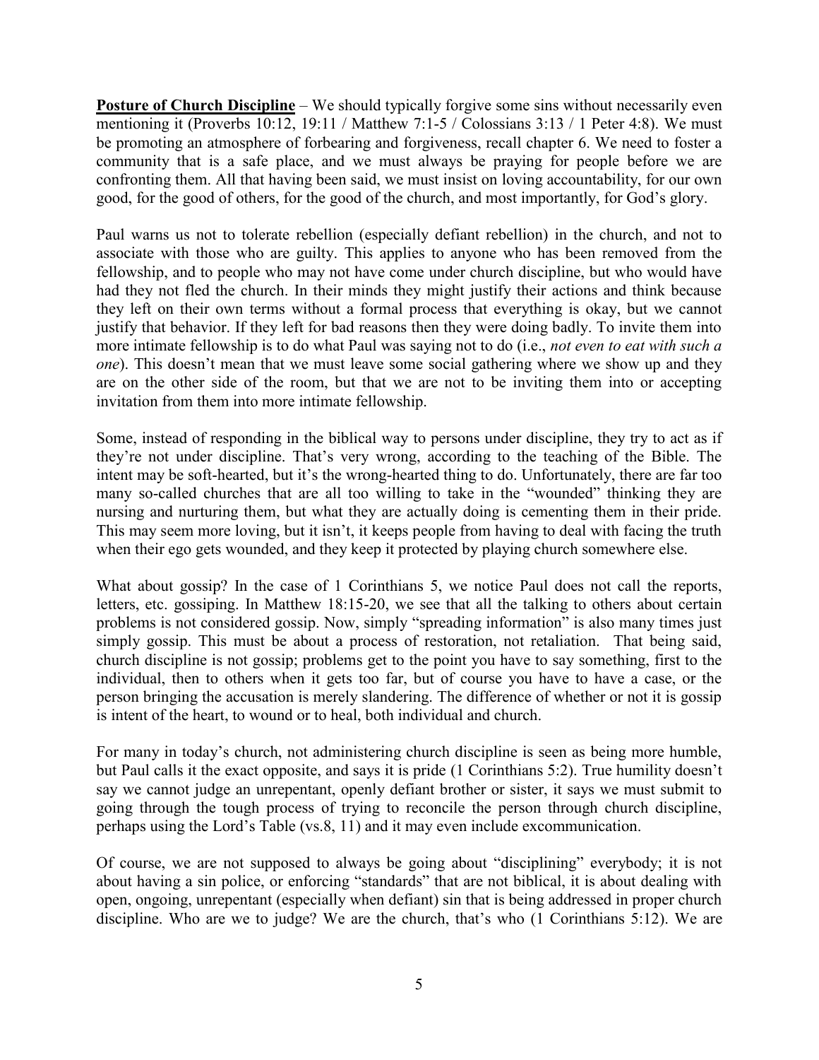**Posture of Church Discipline** – We should typically forgive some sins without necessarily even mentioning it (Proverbs 10:12, 19:11 / Matthew 7:1-5 / Colossians 3:13 / 1 Peter 4:8). We must be promoting an atmosphere of forbearing and forgiveness, recall chapter 6. We need to foster a community that is a safe place, and we must always be praying for people before we are confronting them. All that having been said, we must insist on loving accountability, for our own good, for the good of others, for the good of the church, and most importantly, for God's glory.

Paul warns us not to tolerate rebellion (especially defiant rebellion) in the church, and not to associate with those who are guilty. This applies to anyone who has been removed from the fellowship, and to people who may not have come under church discipline, but who would have had they not fled the church. In their minds they might justify their actions and think because they left on their own terms without a formal process that everything is okay, but we cannot justify that behavior. If they left for bad reasons then they were doing badly. To invite them into more intimate fellowship is to do what Paul was saying not to do (i.e., *not even to eat with such a one*). This doesn't mean that we must leave some social gathering where we show up and they are on the other side of the room, but that we are not to be inviting them into or accepting invitation from them into more intimate fellowship.

Some, instead of responding in the biblical way to persons under discipline, they try to act as if they're not under discipline. That's very wrong, according to the teaching of the Bible. The intent may be soft-hearted, but it's the wrong-hearted thing to do. Unfortunately, there are far too many so-called churches that are all too willing to take in the "wounded" thinking they are nursing and nurturing them, but what they are actually doing is cementing them in their pride. This may seem more loving, but it isn't, it keeps people from having to deal with facing the truth when their ego gets wounded, and they keep it protected by playing church somewhere else.

What about gossip? In the case of 1 Corinthians 5, we notice Paul does not call the reports, letters, etc. gossiping. In Matthew 18:15-20, we see that all the talking to others about certain problems is not considered gossip. Now, simply "spreading information" is also many times just simply gossip. This must be about a process of restoration, not retaliation. That being said, church discipline is not gossip; problems get to the point you have to say something, first to the individual, then to others when it gets too far, but of course you have to have a case, or the person bringing the accusation is merely slandering. The difference of whether or not it is gossip is intent of the heart, to wound or to heal, both individual and church.

For many in today's church, not administering church discipline is seen as being more humble, but Paul calls it the exact opposite, and says it is pride (1 Corinthians 5:2). True humility doesn't say we cannot judge an unrepentant, openly defiant brother or sister, it says we must submit to going through the tough process of trying to reconcile the person through church discipline, perhaps using the Lord's Table (vs.8, 11) and it may even include excommunication.

Of course, we are not supposed to always be going about "disciplining" everybody; it is not about having a sin police, or enforcing "standards" that are not biblical, it is about dealing with open, ongoing, unrepentant (especially when defiant) sin that is being addressed in proper church discipline. Who are we to judge? We are the church, that's who (1 Corinthians 5:12). We are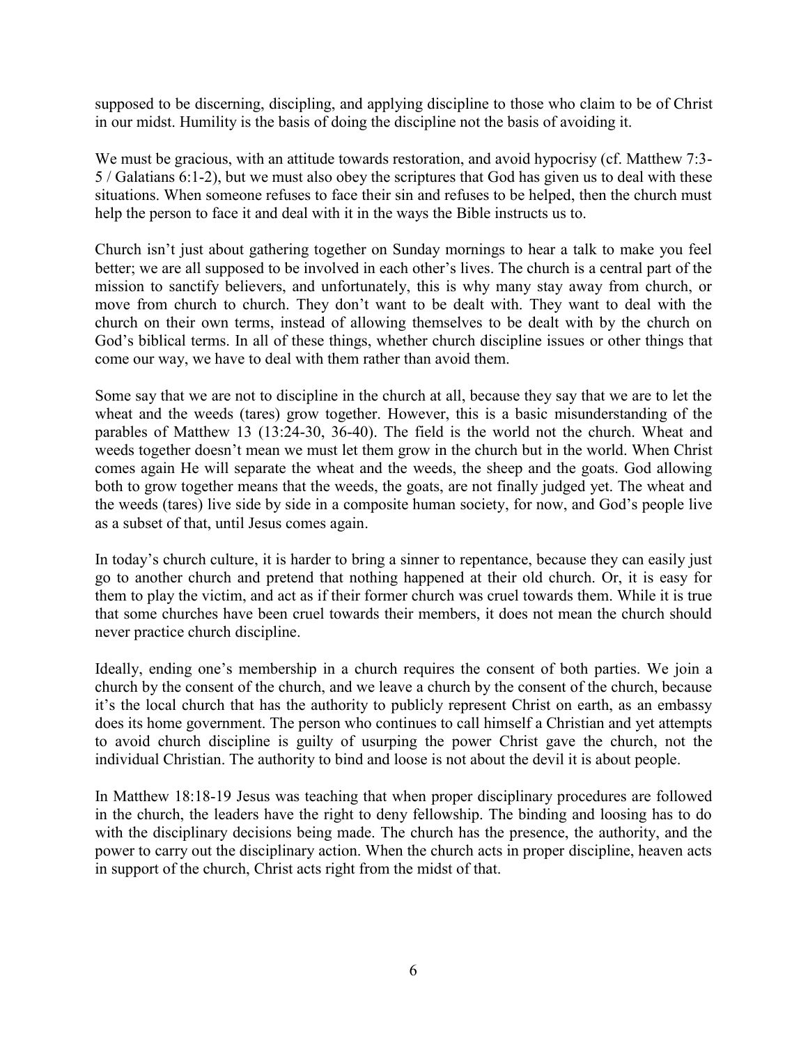supposed to be discerning, discipling, and applying discipline to those who claim to be of Christ in our midst. Humility is the basis of doing the discipline not the basis of avoiding it.

We must be gracious, with an attitude towards restoration, and avoid hypocrisy (cf. Matthew 7:3-5 / Galatians 6:1-2), but we must also obey the scriptures that God has given us to deal with these situations. When someone refuses to face their sin and refuses to be helped, then the church must help the person to face it and deal with it in the ways the Bible instructs us to.

Church isn't just about gathering together on Sunday mornings to hear a talk to make you feel better; we are all supposed to be involved in each other's lives. The church is a central part of the mission to sanctify believers, and unfortunately, this is why many stay away from church, or move from church to church. They don't want to be dealt with. They want to deal with the church on their own terms, instead of allowing themselves to be dealt with by the church on God's biblical terms. In all of these things, whether church discipline issues or other things that come our way, we have to deal with them rather than avoid them.

Some say that we are not to discipline in the church at all, because they say that we are to let the wheat and the weeds (tares) grow together. However, this is a basic misunderstanding of the parables of Matthew 13 (13:24-30, 36-40). The field is the world not the church. Wheat and weeds together doesn't mean we must let them grow in the church but in the world. When Christ comes again He will separate the wheat and the weeds, the sheep and the goats. God allowing both to grow together means that the weeds, the goats, are not finally judged yet. The wheat and the weeds (tares) live side by side in a composite human society, for now, and God's people live as a subset of that, until Jesus comes again.

In today's church culture, it is harder to bring a sinner to repentance, because they can easily just go to another church and pretend that nothing happened at their old church. Or, it is easy for them to play the victim, and act as if their former church was cruel towards them. While it is true that some churches have been cruel towards their members, it does not mean the church should never practice church discipline.

Ideally, ending one's membership in a church requires the consent of both parties. We join a church by the consent of the church, and we leave a church by the consent of the church, because it's the local church that has the authority to publicly represent Christ on earth, as an embassy does its home government. The person who continues to call himself a Christian and yet attempts to avoid church discipline is guilty of usurping the power Christ gave the church, not the individual Christian. The authority to bind and loose is not about the devil it is about people.

In Matthew 18:18-19 Jesus was teaching that when proper disciplinary procedures are followed in the church, the leaders have the right to deny fellowship. The binding and loosing has to do with the disciplinary decisions being made. The church has the presence, the authority, and the power to carry out the disciplinary action. When the church acts in proper discipline, heaven acts in support of the church, Christ acts right from the midst of that.